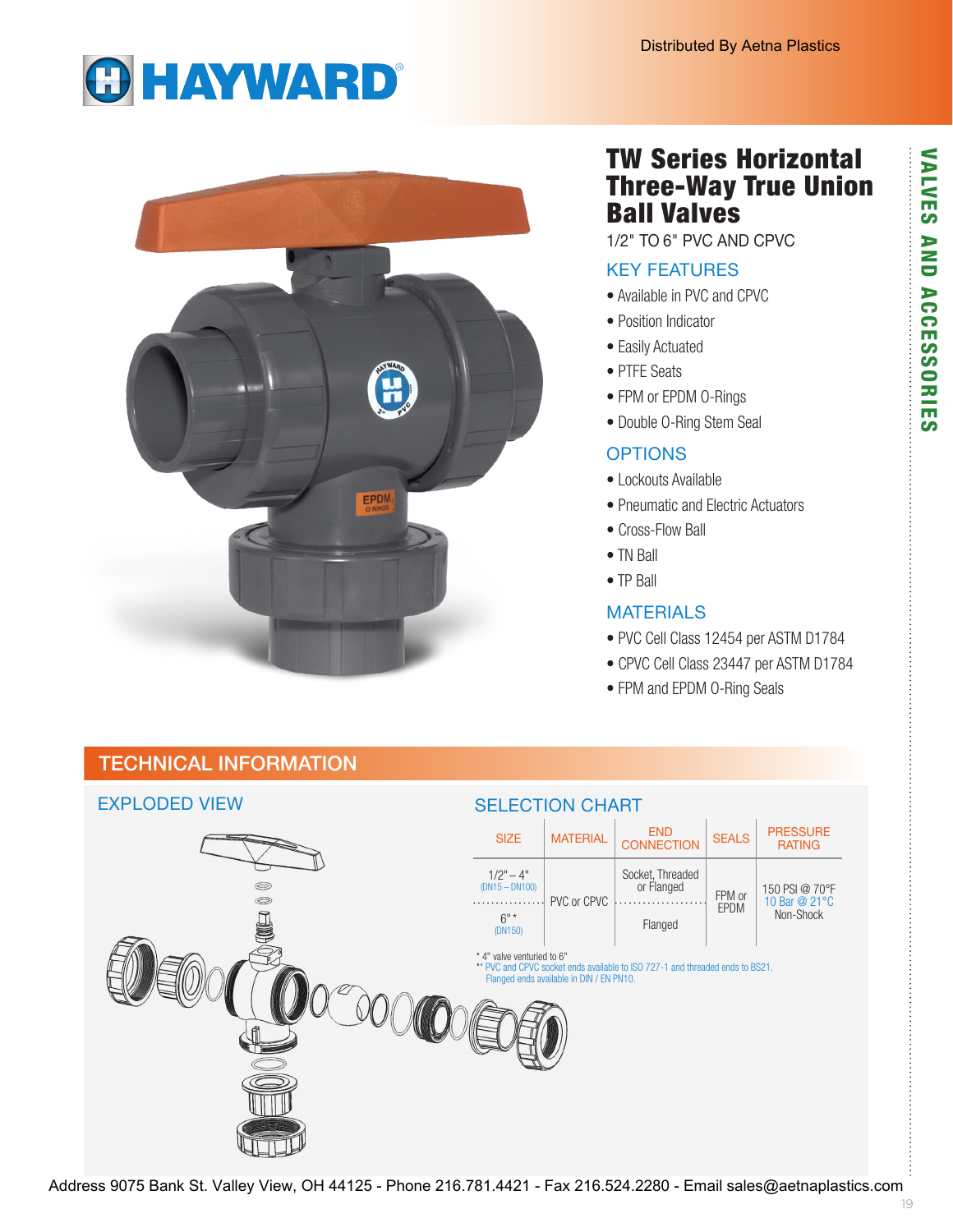Distributed By Aetna Plastics

# TW Series Horizontal Three-Way True Union Ball Valves

1/2" TO 6" PVC AND CPVC

## KEY FEATURES

- Available in PVC and CPVC
- Position Indicator
- Easily Actuated
- PTFE Seats
- FPM or EPDM O-Rings
- Double O-Ring Stem Seal

## OPTIONS

- Lockouts Available
- Pneumatic and Electric Actuators
- Cross-Flow Ball
- TN Ball
- TP Ball

## MATERIALS

- PVC Cell Class 12454 per ASTM D1784
- CPVC Cell Class 23447 per ASTM D1784
- FPM and EPDM O-Ring Seals

## TECHNICAL INFORMATION

### EXPLODED VIEW

### SELECTION CHART

| SIZE | MATERIAL | END CONNECTION | SEALS | PRESSURE RATING |
|---|---|---|---|---|
| 1/2" – 4" (DN15 – DN100) | PVC or CPVC | Socket, Threaded or Flanged | FPM or EPDM | 150 PSI @ 70°F 10 Bar @ 21°C Non-Shock |
| 6" * (DN150) | | Flanged | | |

\* 4" valve venturied to 6"

\** PVC and CPVC socket ends available to ISO 727-1 and threaded ends to BS21. Flanged ends available in DIN / EN PN10.

VALVES AND ACCESSORIES

Address 9075 Bank St. Valley View, OH 44125 - Phone 216.781.4421 - Fax 216.524.2280 - Email sales@aetnaplastics.com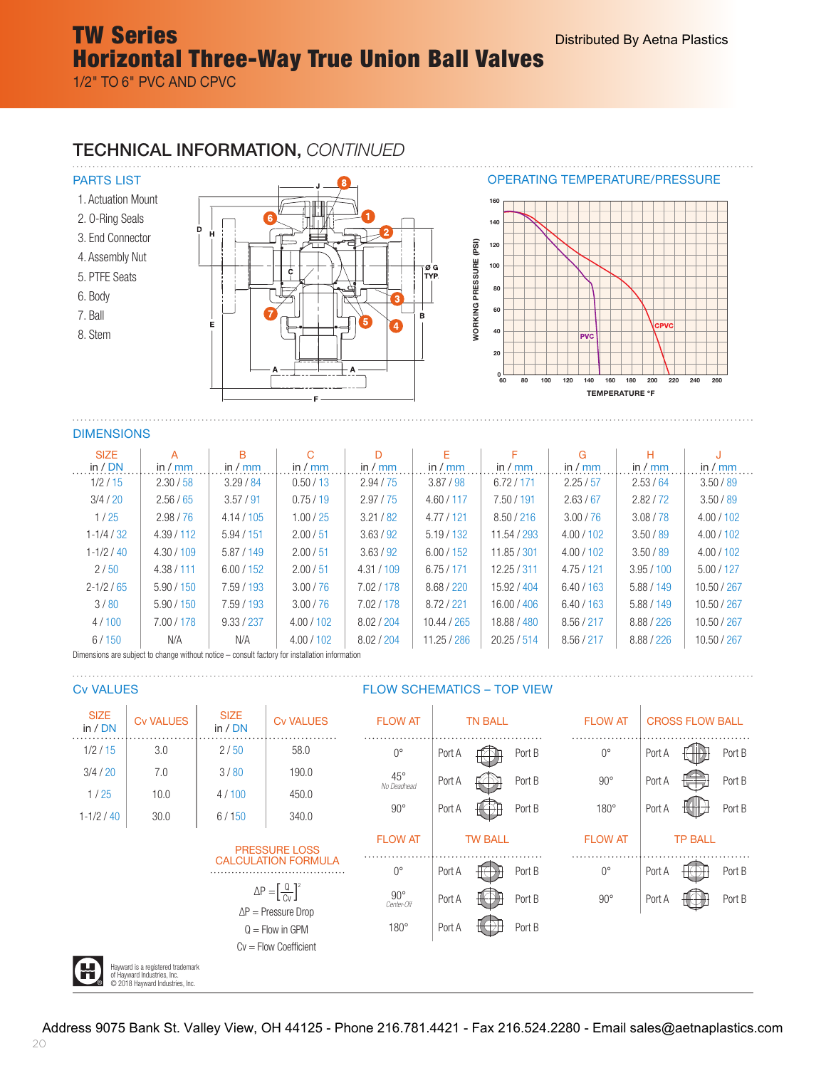# TW Series Horizontal Three-Way True Union Ball Valves

1/2" TO 6" PVC AND CPVC

Distributed By Aetna Plastics

## TECHNICAL INFORMATION, *CONTINUED*

### PARTS LIST

1. Actuation Mount
2. O-Ring Seals
3. End Connector
4. Assembly Nut
5. PTFE Seals
6. Body
7. Ball
8. Stem

J, D, H, C, E, A, A, F, Ø G TYP., B

### OPERATING TEMPERATURE/PRESSURE

WORKING PRESSURE (PSI)

160, 140, 120, 100, 80, 60, 40, 20, 0

60, 80, 100, 120, 140, 160, 180, 200, 220, 240, 260

TEMPERATURE °F

PVC

CPVC

### DIMENSIONS

| SIZE in / DN | A in / mm | B in / mm | C in / mm | D in / mm | E in / mm | F in / mm | G in / mm | H in / mm | J in / mm |
|---|---|---|---|---|---|---|---|---|---|
| 1/2 / 15 | 2.30 / 58 | 3.29 / 84 | 0.50 / 13 | 2.94 / 75 | 3.87 / 98 | 6.72 / 171 | 2.25 / 57 | 2.53 / 64 | 3.50 / 89 |
| 3/4 / 20 | 2.56 / 65 | 3.57 / 91 | 0.75 / 19 | 2.97 / 75 | 4.60 / 117 | 7.50 / 191 | 2.63 / 67 | 2.82 / 72 | 3.50 / 89 |
| 1 / 25 | 2.98 / 76 | 4.14 / 105 | 1.00 / 25 | 3.21 / 82 | 4.77 / 121 | 8.50 / 216 | 3.00 / 76 | 3.08 / 78 | 4.00 / 102 |
| 1-1/4 / 32 | 4.39 / 112 | 5.94 / 151 | 2.00 / 51 | 3.63 / 92 | 5.19 / 132 | 11.54 / 293 | 4.00 / 102 | 3.50 / 89 | 4.00 / 102 |
| 1-1/2 / 40 | 4.30 / 109 | 5.87 / 149 | 2.00 / 51 | 3.63 / 92 | 6.00 / 152 | 11.85 / 301 | 4.00 / 102 | 3.50 / 89 | 4.00 / 102 |
| 2 / 50 | 4.38 / 111 | 6.00 / 152 | 2.00 / 51 | 4.31 / 109 | 6.75 / 171 | 12.25 / 311 | 4.75 / 121 | 3.95 / 100 | 5.00 / 127 |
| 2-1/2 / 65 | 5.90 / 150 | 7.59 / 193 | 3.00 / 76 | 7.02 / 178 | 8.68 / 220 | 15.92 / 404 | 6.40 / 163 | 5.88 / 149 | 10.50 / 267 |
| 3 / 80 | 5.90 / 150 | 7.59 / 193 | 3.00 / 76 | 7.02 / 178 | 8.72 / 221 | 16.00 / 406 | 6.40 / 163 | 5.88 / 149 | 10.50 / 267 |
| 4 / 100 | 7.00 / 178 | 9.33 / 237 | 4.00 / 102 | 8.02 / 204 | 10.44 / 265 | 18.88 / 480 | 8.56 / 217 | 8.88 / 226 | 10.50 / 267 |
| 6 / 150 | N/A | N/A | 4.00 / 102 | 8.02 / 204 | 11.25 / 286 | 20.25 / 514 | 8.56 / 217 | 8.88 / 226 | 10.50 / 267 |

Dimensions are subject to change without notice – consult factory for installation information

### Cv VALUES

| SIZE in / DN | Cv VALUES | SIZE in / DN | Cv VALUES |
|---|---|---|---|
| 1/2 / 15 | 3.0 | 2 / 50 | 58.0 |
| 3/4 / 20 | 7.0 | 3 / 80 | 190.0 |
| 1 / 25 | 10.0 | 4 / 100 | 450.0 |
| 1-1/2 / 40 | 30.0 | 6 / 150 | 340.0 |

### PRESSURE LOSS CALCULATION FORMULA

$$\Delta P = \left[\frac{Q}{Cv}\right]^2$$

$\Delta P$ = Pressure Drop

Q = Flow in GPM

Cv = Flow Coefficient

### FLOW SCHEMATICS – TOP VIEW

| FLOW AT | TN BALL | |
|---|---|---|
| 0° | Port A | Port B |
| 45° *No Deadhead* | Port A | Port B |
| 90° | Port A | Port B |

| FLOW AT | CROSS FLOW BALL | |
|---|---|---|
| 0° | Port A | Port B |
| 90° | Port A | Port B |
| 180° | Port A | Port B |

| FLOW AT | TW BALL | |
|---|---|---|
| 0° | Port A | Port B |
| 90° *Center-Off* | Port A | Port B |
| 180° | Port A | Port B |

| FLOW AT | TP BALL | |
|---|---|---|
| 0° | Port A | Port B |
| 90° | Port A | Port B |

Hayward is a registered trademark of Hayward Industries, Inc.
© 2018 Hayward Industries, Inc.

Address 9075 Bank St. Valley View, OH 44125 - Phone 216.781.4421 - Fax 216.524.2280 - Email sales@aetnaplastics.com